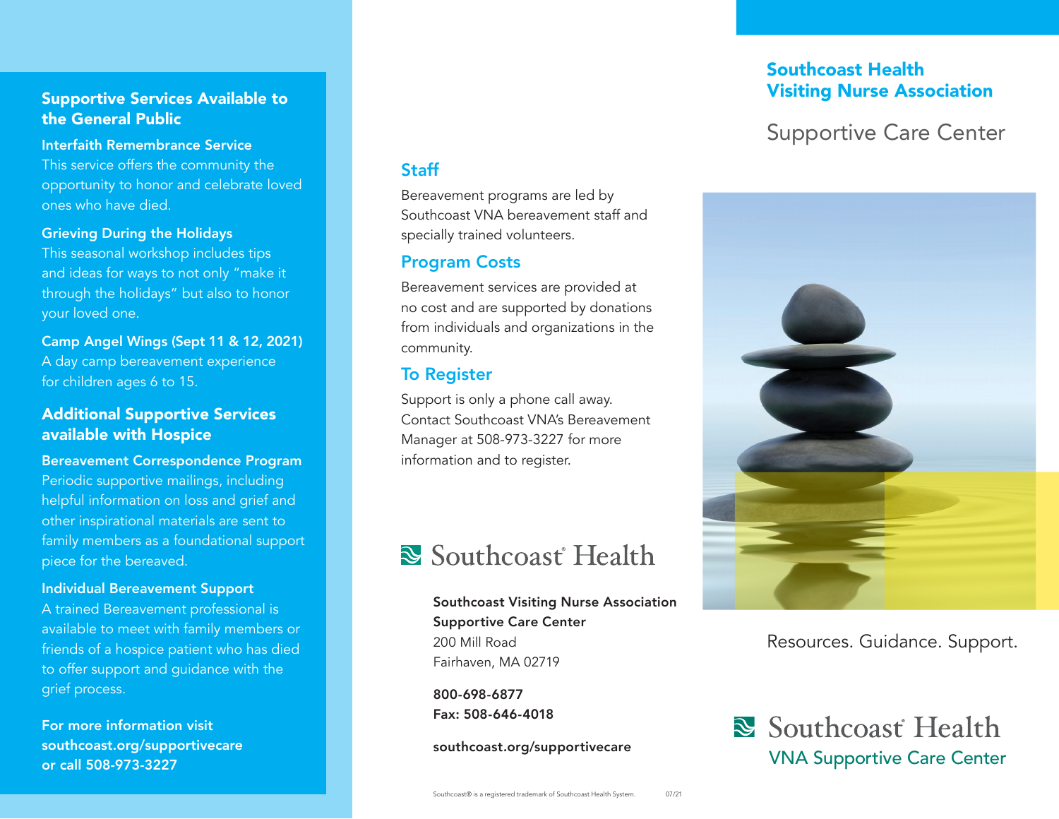## Supportive Services Available to the General Public

**Interfaith Remembrance Service**
This service offers the community the opportunity to honor and celebrate loved ones who have died.

**Grieving During the Holidays**
This seasonal workshop includes tips and ideas for ways to not only "make it through the holidays" but also to honor your loved one.

**Camp Angel Wings (Sept 11 & 12, 2021)**
A day camp bereavement experience for children ages 6 to 15.

## Additional Supportive Services available with Hospice

**Bereavement Correspondence Program**
Periodic supportive mailings, including helpful information on loss and grief and other inspirational materials are sent to family members as a foundational support piece for the bereaved.

**Individual Bereavement Support**
A trained Bereavement professional is available to meet with family members or friends of a hospice patient who has died to offer support and guidance with the grief process.

**For more information visit southcoast.org/supportivecare or call 508-973-3227**

## Staff

Bereavement programs are led by Southcoast VNA bereavement staff and specially trained volunteers.

## Program Costs

Bereavement services are provided at no cost and are supported by donations from individuals and organizations in the community.

## To Register

Support is only a phone call away. Contact Southcoast VNA's Bereavement Manager at 508-973-3227 for more information and to register.

Southcoast® Health

**Southcoast Visiting Nurse Association**
**Supportive Care Center**
200 Mill Road
Fairhaven, MA 02719

**800-698-6877**
**Fax: 508-646-4018**

**southcoast.org/supportivecare**

Southcoast® is a registered trademark of Southcoast Health System. 07/21

# Southcoast Health Visiting Nurse Association

## Supportive Care Center

Resources. Guidance. Support.

Southcoast® Health
VNA Supportive Care Center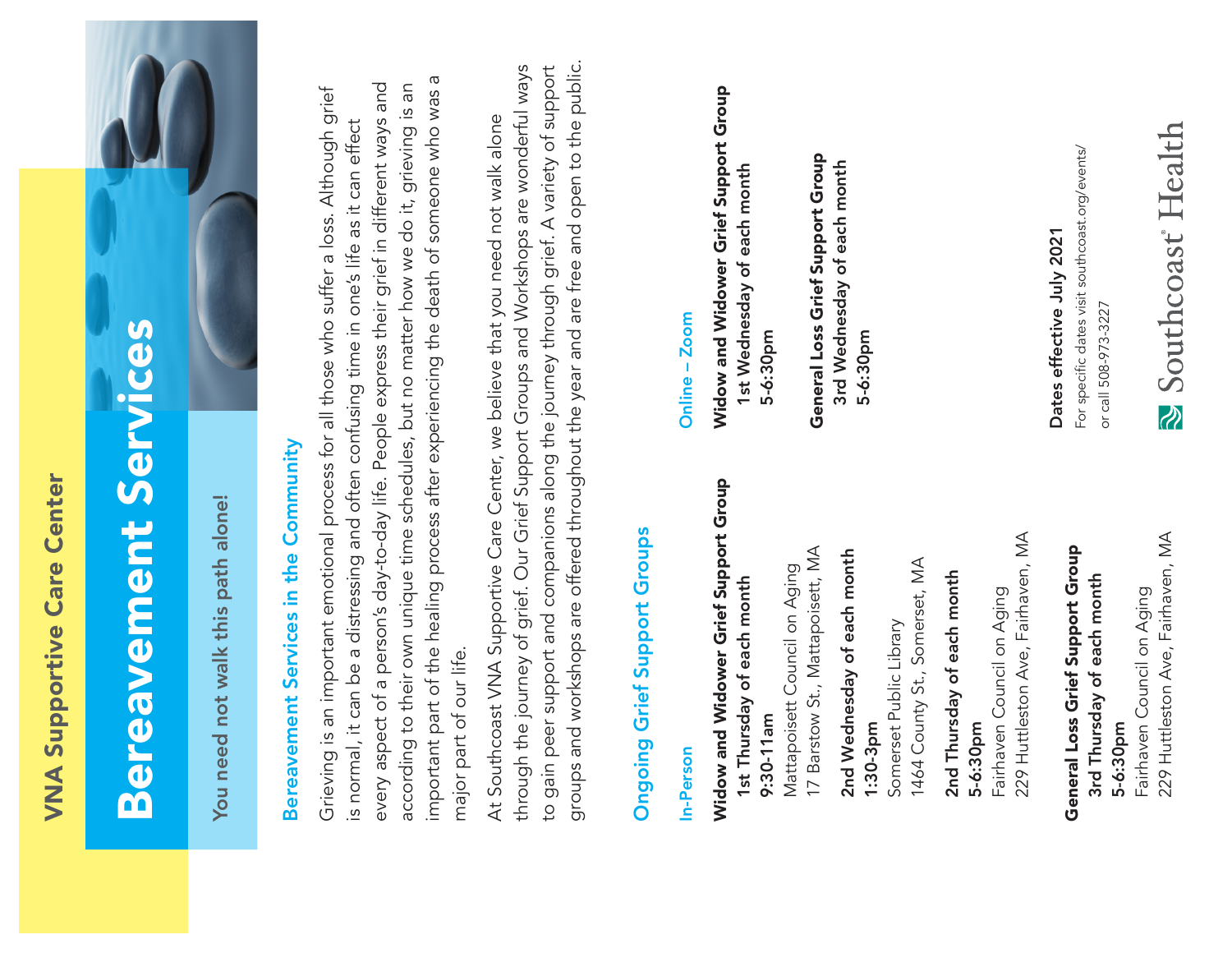VNA Supportive Care Center

# Bereavement Services

**You need not walk this path alone!**

## Bereavement Services in the Community

Grieving is an important emotional process for all those who suffer a loss. Although grief is normal, it can be a distressing and often confusing time in one's life as it can effect every aspect of a person's day-to-day life. People express their grief in different ways and according to their own unique time schedules, but no matter how we do it, grieving is an important part of the healing process after experiencing the death of someone who was a major part of our life.

At Southcoast VNA Supportive Care Center, we believe that you need not walk alone through the journey of grief. Our Grief Support Groups and Workshops are wonderful ways to gain peer support and companions along the journey through grief. A variety of support groups and workshops are offered throughout the year and are free and open to the public.

## Ongoing Grief Support Groups

### In-Person

**Widow and Widower Grief Support Group**

**1st Thursday of each month**
**9:30-11am**
Mattapoisett Council on Aging
17 Barstow St., Mattapoisett, MA

**2nd Wednesday of each month**
**1:30-3pm**
Somerset Public Library
1464 County St., Somerset, MA

**2nd Thursday of each month**
**5-6:30pm**
Fairhaven Council on Aging
229 Huttleston Ave, Fairhaven, MA

**General Loss Grief Support Group**

**3rd Thursday of each month**
**5-6:30pm**
Fairhaven Council on Aging
229 Huttleston Ave, Fairhaven, MA

### Online – Zoom

**Widow and Widower Grief Support Group**

**1st Wednesday of each month**
**5-6:30pm**

**General Loss Grief Support Group**

**3rd Wednesday of each month**
**5-6:30pm**

**Dates effective July 2021**

For specific dates visit southcoast.org/events/
or call 508-973-3227

Southcoast® Health